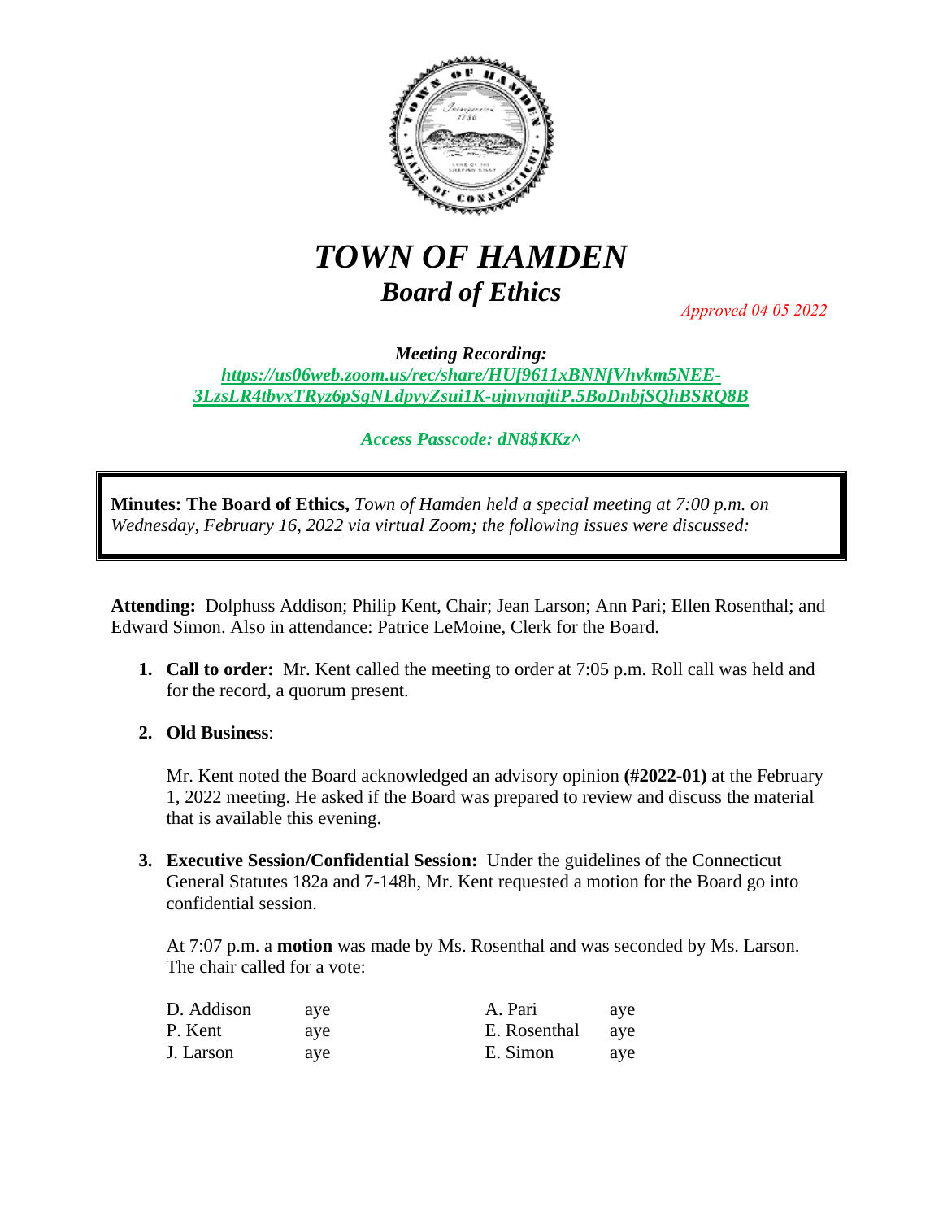# *TOWN OF HAMDEN*

## *Board of Ethics*

*Approved 04 05 2022*

***Meeting Recording:***
***https://us06web.zoom.us/rec/share/HUf9611xBNNfVhvkm5NEE-3LzsLR4tbvxTRyz6pSgNLdpvyZsui1K-ujnvnajtiP.5BoDnbjSQhBSRQ8B***

***Access Passcode: dN8$KKz^***

**Minutes: The Board of Ethics,** *Town of Hamden held a special meeting at 7:00 p.m. on Wednesday, February 16, 2022 via virtual Zoom; the following issues were discussed:*

**Attending:** Dolphuss Addison; Philip Kent, Chair; Jean Larson; Ann Pari; Ellen Rosenthal; and Edward Simon. Also in attendance: Patrice LeMoine, Clerk for the Board.

1. **Call to order:** Mr. Kent called the meeting to order at 7:05 p.m. Roll call was held and for the record, a quorum present.

2. **Old Business**:

   Mr. Kent noted the Board acknowledged an advisory opinion **(#2022-01)** at the February 1, 2022 meeting. He asked if the Board was prepared to review and discuss the material that is available this evening.

3. **Executive Session/Confidential Session:** Under the guidelines of the Connecticut General Statutes 182a and 7-148h, Mr. Kent requested a motion for the Board go into confidential session.

   At 7:07 p.m. a **motion** was made by Ms. Rosenthal and was seconded by Ms. Larson. The chair called for a vote:

| | | | |
|---|---|---|---|
| D. Addison | aye | A. Pari | aye |
| P. Kent | aye | E. Rosenthal | aye |
| J. Larson | aye | E. Simon | aye |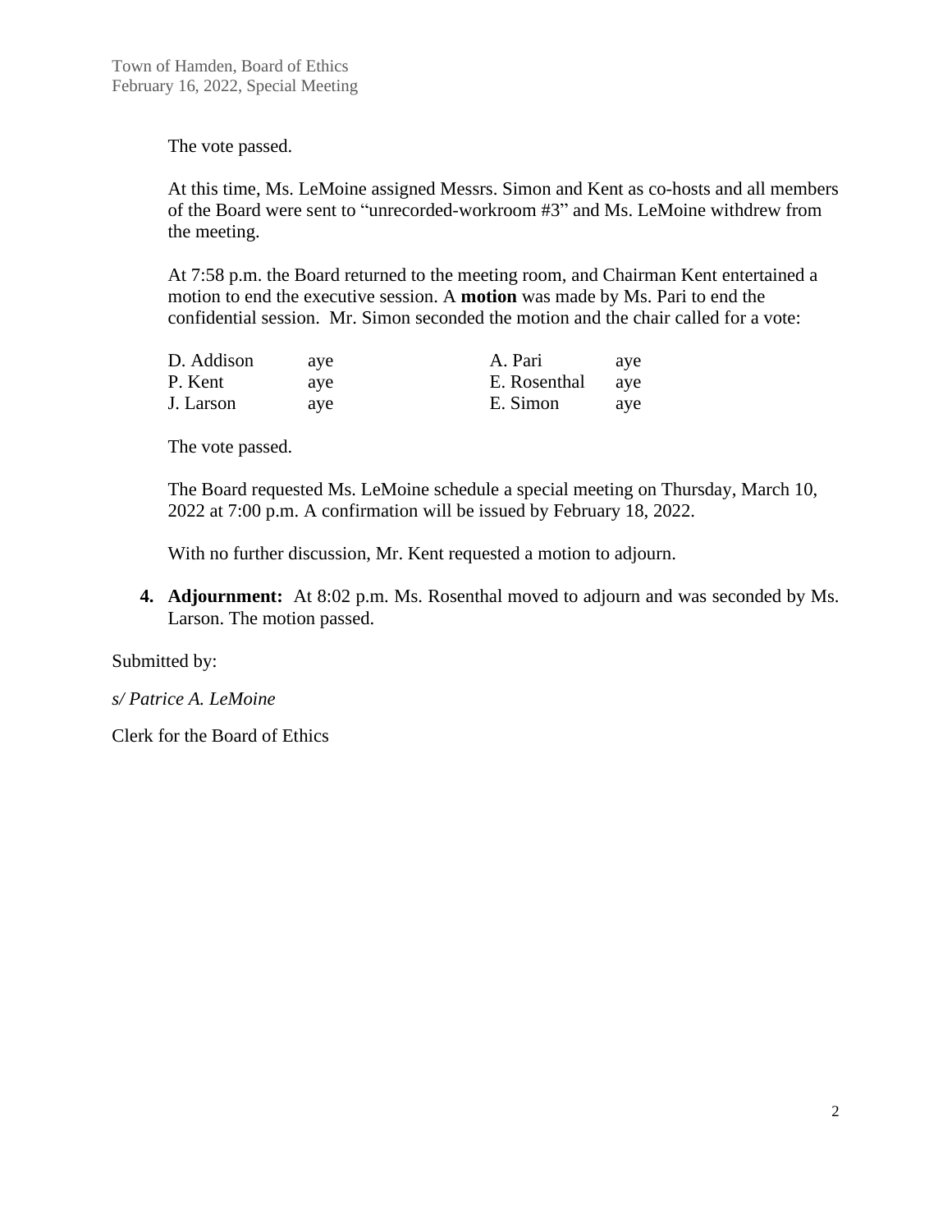The vote passed.

At this time, Ms. LeMoine assigned Messrs. Simon and Kent as co-hosts and all members of the Board were sent to "unrecorded-workroom #3" and Ms. LeMoine withdrew from the meeting.

At 7:58 p.m. the Board returned to the meeting room, and Chairman Kent entertained a motion to end the executive session. A **motion** was made by Ms. Pari to end the confidential session. Mr. Simon seconded the motion and the chair called for a vote:

| | | | |
|---|---|---|---|
| D. Addison | aye | A. Pari | aye |
| P. Kent | aye | E. Rosenthal | aye |
| J. Larson | aye | E. Simon | aye |

The vote passed.

The Board requested Ms. LeMoine schedule a special meeting on Thursday, March 10, 2022 at 7:00 p.m. A confirmation will be issued by February 18, 2022.

With no further discussion, Mr. Kent requested a motion to adjourn.

4. **Adjournment:** At 8:02 p.m. Ms. Rosenthal moved to adjourn and was seconded by Ms. Larson. The motion passed.

Submitted by:

*s/ Patrice A. LeMoine*

Clerk for the Board of Ethics